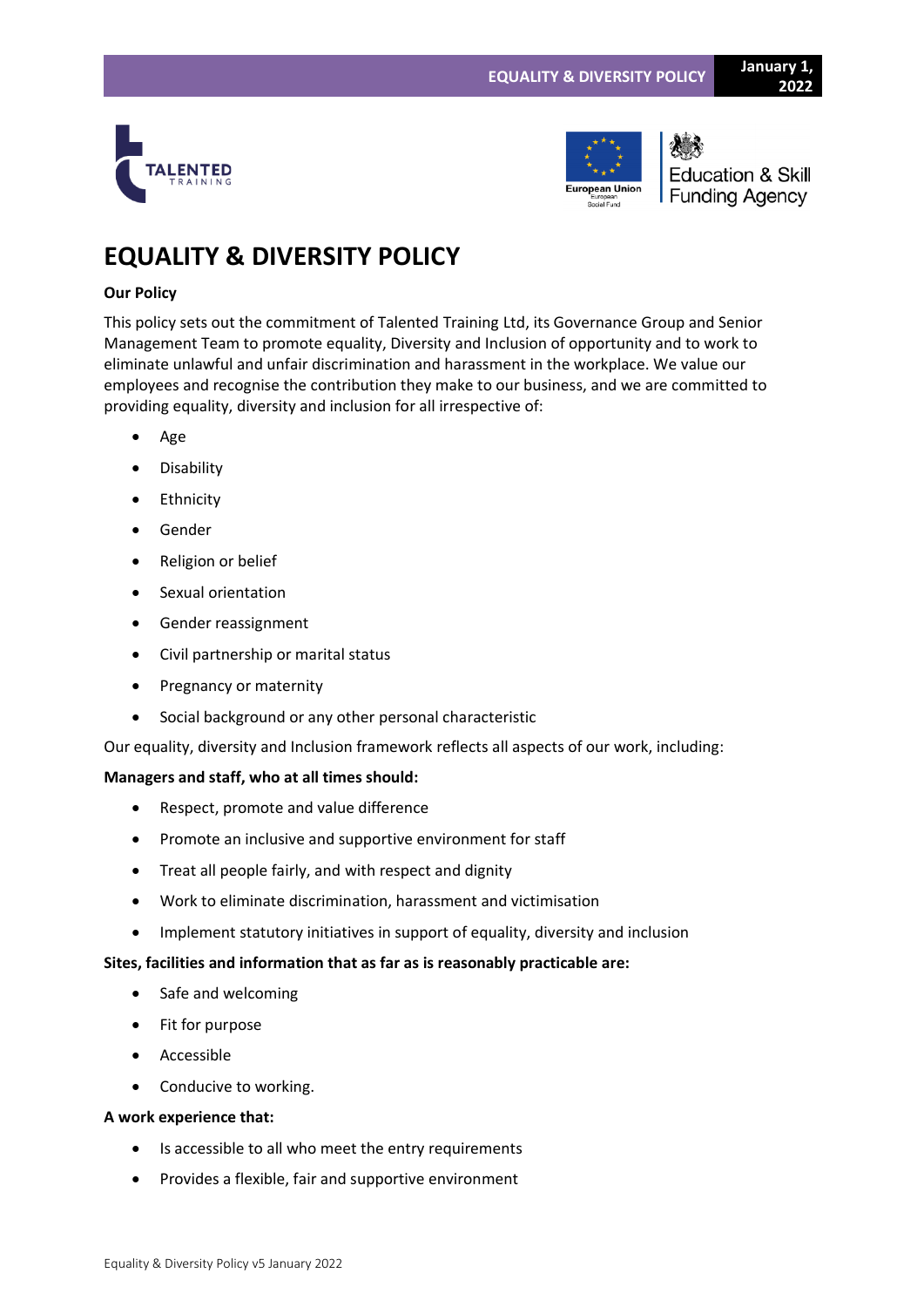# EQUALITY & DIVERSITY POLICY

**Our Policy**

This policy sets out the commitment of Talented Training Ltd, its Governance Group and Senior Management Team to promote equality, Diversity and Inclusion of opportunity and to work to eliminate unlawful and unfair discrimination and harassment in the workplace. We value our employees and recognise the contribution they make to our business, and we are committed to providing equality, diversity and inclusion for all irrespective of:

- Age
- Disability
- Ethnicity
- Gender
- Religion or belief
- Sexual orientation
- Gender reassignment
- Civil partnership or marital status
- Pregnancy or maternity
- Social background or any other personal characteristic

Our equality, diversity and Inclusion framework reflects all aspects of our work, including:

**Managers and staff, who at all times should:**

- Respect, promote and value difference
- Promote an inclusive and supportive environment for staff
- Treat all people fairly, and with respect and dignity
- Work to eliminate discrimination, harassment and victimisation
- Implement statutory initiatives in support of equality, diversity and inclusion

**Sites, facilities and information that as far as is reasonably practicable are:**

- Safe and welcoming
- Fit for purpose
- Accessible
- Conducive to working.

**A work experience that:**

- Is accessible to all who meet the entry requirements
- Provides a flexible, fair and supportive environment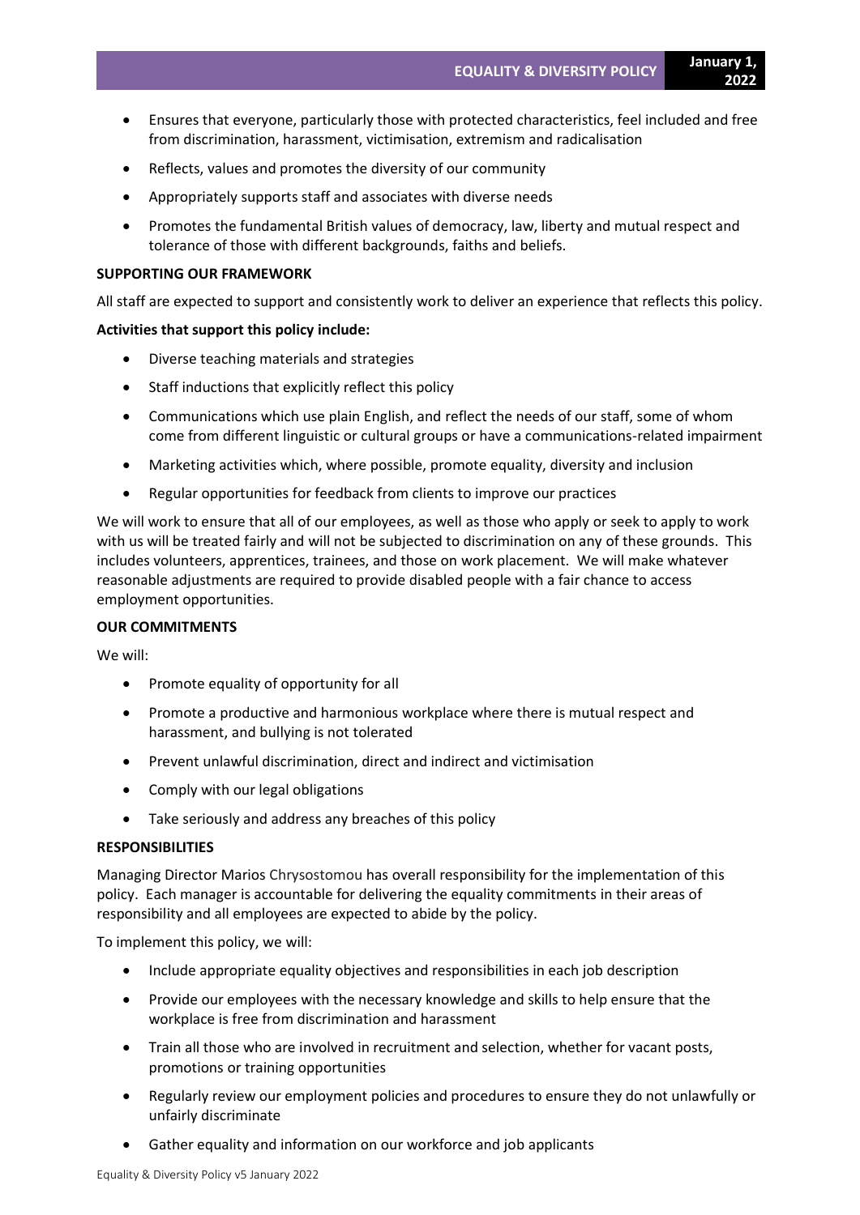- Ensures that everyone, particularly those with protected characteristics, feel included and free from discrimination, harassment, victimisation, extremism and radicalisation
- Reflects, values and promotes the diversity of our community
- Appropriately supports staff and associates with diverse needs
- Promotes the fundamental British values of democracy, law, liberty and mutual respect and tolerance of those with different backgrounds, faiths and beliefs.

**SUPPORTING OUR FRAMEWORK**

All staff are expected to support and consistently work to deliver an experience that reflects this policy.

**Activities that support this policy include:**

- Diverse teaching materials and strategies
- Staff inductions that explicitly reflect this policy
- Communications which use plain English, and reflect the needs of our staff, some of whom come from different linguistic or cultural groups or have a communications-related impairment
- Marketing activities which, where possible, promote equality, diversity and inclusion
- Regular opportunities for feedback from clients to improve our practices

We will work to ensure that all of our employees, as well as those who apply or seek to apply to work with us will be treated fairly and will not be subjected to discrimination on any of these grounds. This includes volunteers, apprentices, trainees, and those on work placement. We will make whatever reasonable adjustments are required to provide disabled people with a fair chance to access employment opportunities.

**OUR COMMITMENTS**

We will:

- Promote equality of opportunity for all
- Promote a productive and harmonious workplace where there is mutual respect and harassment, and bullying is not tolerated
- Prevent unlawful discrimination, direct and indirect and victimisation
- Comply with our legal obligations
- Take seriously and address any breaches of this policy

**RESPONSIBILITIES**

Managing Director Marios Chrysostomou has overall responsibility for the implementation of this policy. Each manager is accountable for delivering the equality commitments in their areas of responsibility and all employees are expected to abide by the policy.

To implement this policy, we will:

- Include appropriate equality objectives and responsibilities in each job description
- Provide our employees with the necessary knowledge and skills to help ensure that the workplace is free from discrimination and harassment
- Train all those who are involved in recruitment and selection, whether for vacant posts, promotions or training opportunities
- Regularly review our employment policies and procedures to ensure they do not unlawfully or unfairly discriminate
- Gather equality and information on our workforce and job applicants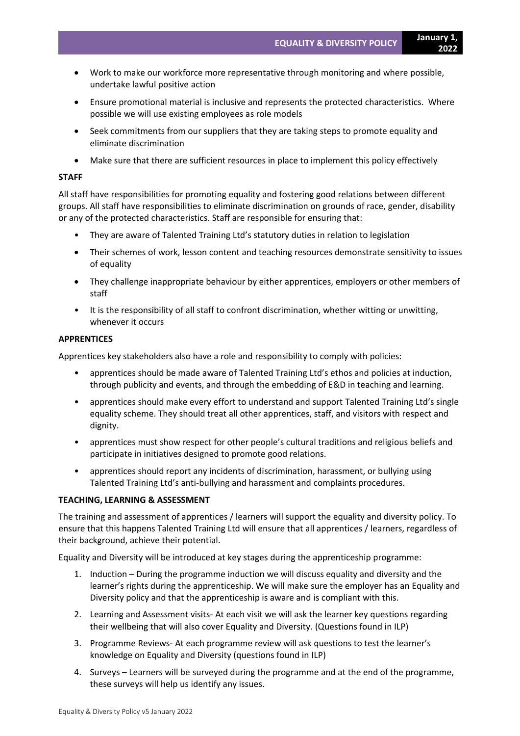- Work to make our workforce more representative through monitoring and where possible, undertake lawful positive action
- Ensure promotional material is inclusive and represents the protected characteristics. Where possible we will use existing employees as role models
- Seek commitments from our suppliers that they are taking steps to promote equality and eliminate discrimination
- Make sure that there are sufficient resources in place to implement this policy effectively

**STAFF**

All staff have responsibilities for promoting equality and fostering good relations between different groups. All staff have responsibilities to eliminate discrimination on grounds of race, gender, disability or any of the protected characteristics. Staff are responsible for ensuring that:

- They are aware of Talented Training Ltd's statutory duties in relation to legislation
- Their schemes of work, lesson content and teaching resources demonstrate sensitivity to issues of equality
- They challenge inappropriate behaviour by either apprentices, employers or other members of staff
- It is the responsibility of all staff to confront discrimination, whether witting or unwitting, whenever it occurs

**APPRENTICES**

Apprentices key stakeholders also have a role and responsibility to comply with policies:

- apprentices should be made aware of Talented Training Ltd's ethos and policies at induction, through publicity and events, and through the embedding of E&D in teaching and learning.
- apprentices should make every effort to understand and support Talented Training Ltd's single equality scheme. They should treat all other apprentices, staff, and visitors with respect and dignity.
- apprentices must show respect for other people's cultural traditions and religious beliefs and participate in initiatives designed to promote good relations.
- apprentices should report any incidents of discrimination, harassment, or bullying using Talented Training Ltd's anti-bullying and harassment and complaints procedures.

**TEACHING, LEARNING & ASSESSMENT**

The training and assessment of apprentices / learners will support the equality and diversity policy. To ensure that this happens Talented Training Ltd will ensure that all apprentices / learners, regardless of their background, achieve their potential.

Equality and Diversity will be introduced at key stages during the apprenticeship programme:

1. Induction – During the programme induction we will discuss equality and diversity and the learner's rights during the apprenticeship. We will make sure the employer has an Equality and Diversity policy and that the apprenticeship is aware and is compliant with this.
2. Learning and Assessment visits- At each visit we will ask the learner key questions regarding their wellbeing that will also cover Equality and Diversity. (Questions found in ILP)
3. Programme Reviews- At each programme review will ask questions to test the learner's knowledge on Equality and Diversity (questions found in ILP)
4. Surveys – Learners will be surveyed during the programme and at the end of the programme, these surveys will help us identify any issues.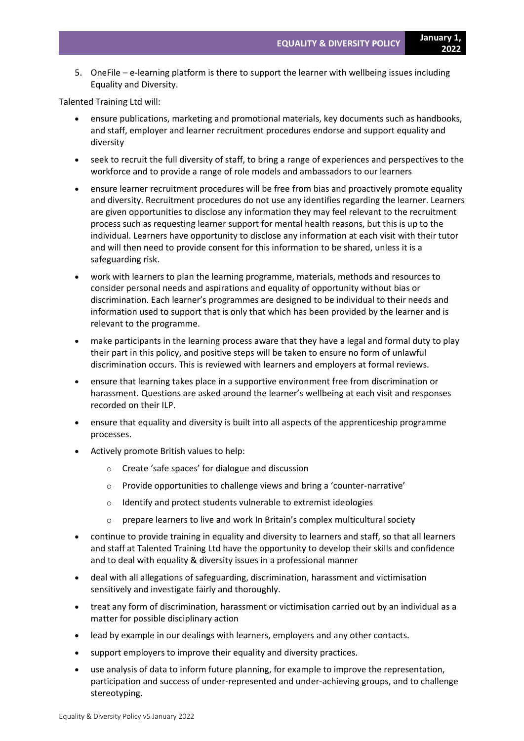5. OneFile – e-learning platform is there to support the learner with wellbeing issues including Equality and Diversity.

Talented Training Ltd will:

- ensure publications, marketing and promotional materials, key documents such as handbooks, and staff, employer and learner recruitment procedures endorse and support equality and diversity
- seek to recruit the full diversity of staff, to bring a range of experiences and perspectives to the workforce and to provide a range of role models and ambassadors to our learners
- ensure learner recruitment procedures will be free from bias and proactively promote equality and diversity. Recruitment procedures do not use any identifies regarding the learner. Learners are given opportunities to disclose any information they may feel relevant to the recruitment process such as requesting learner support for mental health reasons, but this is up to the individual. Learners have opportunity to disclose any information at each visit with their tutor and will then need to provide consent for this information to be shared, unless it is a safeguarding risk.
- work with learners to plan the learning programme, materials, methods and resources to consider personal needs and aspirations and equality of opportunity without bias or discrimination. Each learner's programmes are designed to be individual to their needs and information used to support that is only that which has been provided by the learner and is relevant to the programme.
- make participants in the learning process aware that they have a legal and formal duty to play their part in this policy, and positive steps will be taken to ensure no form of unlawful discrimination occurs. This is reviewed with learners and employers at formal reviews.
- ensure that learning takes place in a supportive environment free from discrimination or harassment. Questions are asked around the learner's wellbeing at each visit and responses recorded on their ILP.
- ensure that equality and diversity is built into all aspects of the apprenticeship programme processes.
- Actively promote British values to help:
    - Create 'safe spaces' for dialogue and discussion
    - Provide opportunities to challenge views and bring a 'counter-narrative'
    - Identify and protect students vulnerable to extremist ideologies
    - prepare learners to live and work In Britain's complex multicultural society
- continue to provide training in equality and diversity to learners and staff, so that all learners and staff at Talented Training Ltd have the opportunity to develop their skills and confidence and to deal with equality & diversity issues in a professional manner
- deal with all allegations of safeguarding, discrimination, harassment and victimisation sensitively and investigate fairly and thoroughly.
- treat any form of discrimination, harassment or victimisation carried out by an individual as a matter for possible disciplinary action
- lead by example in our dealings with learners, employers and any other contacts.
- support employers to improve their equality and diversity practices.
- use analysis of data to inform future planning, for example to improve the representation, participation and success of under-represented and under-achieving groups, and to challenge stereotyping.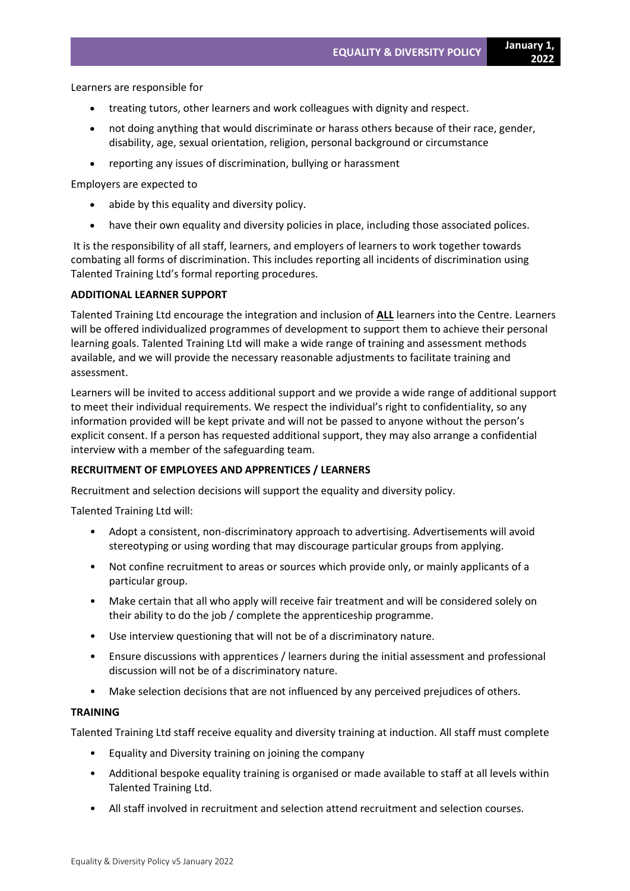Learners are responsible for

- treating tutors, other learners and work colleagues with dignity and respect.
- not doing anything that would discriminate or harass others because of their race, gender, disability, age, sexual orientation, religion, personal background or circumstance
- reporting any issues of discrimination, bullying or harassment

Employers are expected to

- abide by this equality and diversity policy.
- have their own equality and diversity policies in place, including those associated polices.

It is the responsibility of all staff, learners, and employers of learners to work together towards combating all forms of discrimination. This includes reporting all incidents of discrimination using Talented Training Ltd's formal reporting procedures.

**ADDITIONAL LEARNER SUPPORT**

Talented Training Ltd encourage the integration and inclusion of <u>**ALL**</u> learners into the Centre. Learners will be offered individualized programmes of development to support them to achieve their personal learning goals. Talented Training Ltd will make a wide range of training and assessment methods available, and we will provide the necessary reasonable adjustments to facilitate training and assessment.

Learners will be invited to access additional support and we provide a wide range of additional support to meet their individual requirements. We respect the individual's right to confidentiality, so any information provided will be kept private and will not be passed to anyone without the person's explicit consent. If a person has requested additional support, they may also arrange a confidential interview with a member of the safeguarding team.

**RECRUITMENT OF EMPLOYEES AND APPRENTICES / LEARNERS**

Recruitment and selection decisions will support the equality and diversity policy.

Talented Training Ltd will:

- Adopt a consistent, non-discriminatory approach to advertising. Advertisements will avoid stereotyping or using wording that may discourage particular groups from applying.
- Not confine recruitment to areas or sources which provide only, or mainly applicants of a particular group.
- Make certain that all who apply will receive fair treatment and will be considered solely on their ability to do the job / complete the apprenticeship programme.
- Use interview questioning that will not be of a discriminatory nature.
- Ensure discussions with apprentices / learners during the initial assessment and professional discussion will not be of a discriminatory nature.
- Make selection decisions that are not influenced by any perceived prejudices of others.

**TRAINING**

Talented Training Ltd staff receive equality and diversity training at induction. All staff must complete

- Equality and Diversity training on joining the company
- Additional bespoke equality training is organised or made available to staff at all levels within Talented Training Ltd.
- All staff involved in recruitment and selection attend recruitment and selection courses.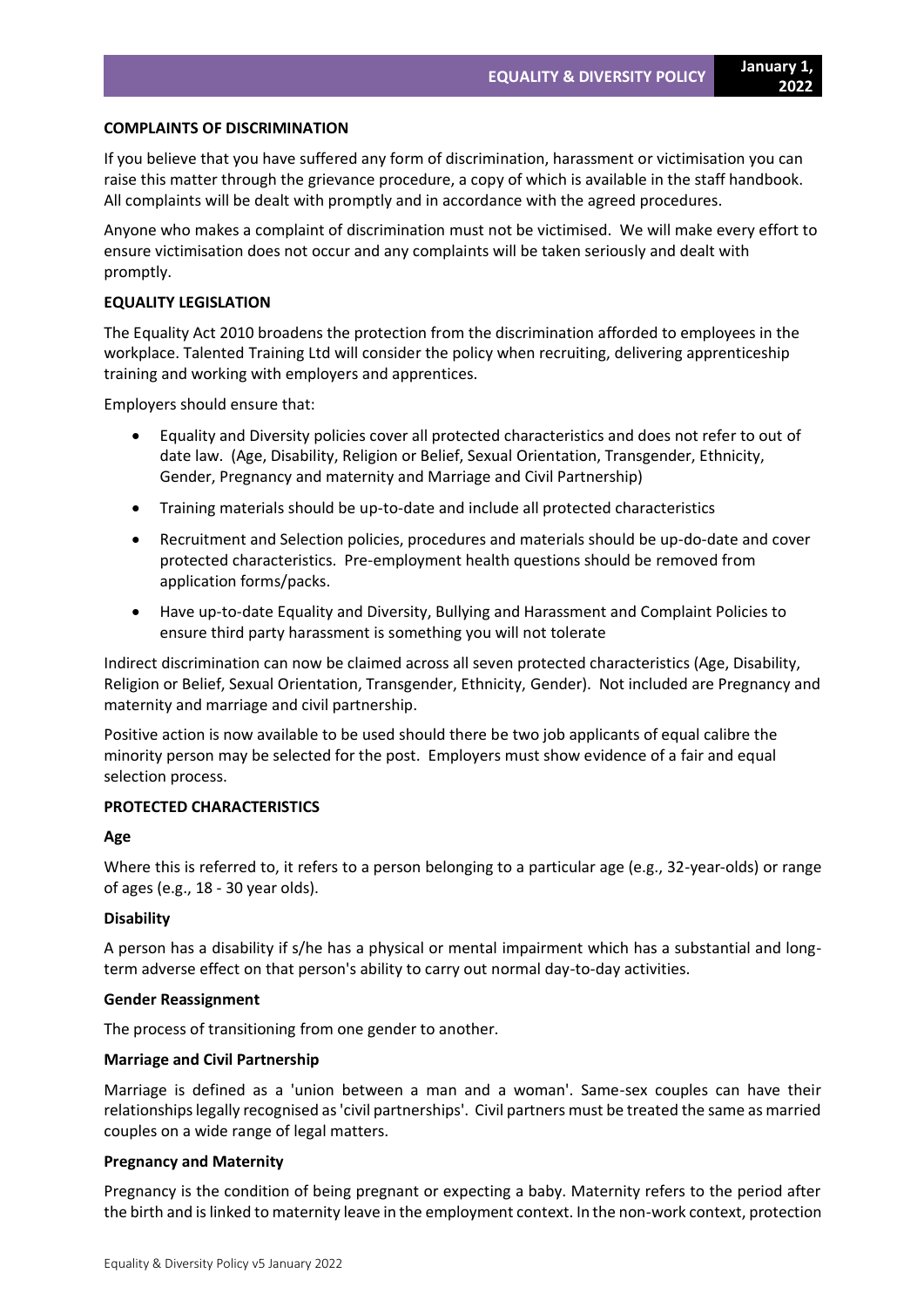**COMPLAINTS OF DISCRIMINATION**

If you believe that you have suffered any form of discrimination, harassment or victimisation you can raise this matter through the grievance procedure, a copy of which is available in the staff handbook. All complaints will be dealt with promptly and in accordance with the agreed procedures.

Anyone who makes a complaint of discrimination must not be victimised. We will make every effort to ensure victimisation does not occur and any complaints will be taken seriously and dealt with promptly.

**EQUALITY LEGISLATION**

The Equality Act 2010 broadens the protection from the discrimination afforded to employees in the workplace. Talented Training Ltd will consider the policy when recruiting, delivering apprenticeship training and working with employers and apprentices.

Employers should ensure that:

- Equality and Diversity policies cover all protected characteristics and does not refer to out of date law. (Age, Disability, Religion or Belief, Sexual Orientation, Transgender, Ethnicity, Gender, Pregnancy and maternity and Marriage and Civil Partnership)
- Training materials should be up-to-date and include all protected characteristics
- Recruitment and Selection policies, procedures and materials should be up-do-date and cover protected characteristics. Pre-employment health questions should be removed from application forms/packs.
- Have up-to-date Equality and Diversity, Bullying and Harassment and Complaint Policies to ensure third party harassment is something you will not tolerate

Indirect discrimination can now be claimed across all seven protected characteristics (Age, Disability, Religion or Belief, Sexual Orientation, Transgender, Ethnicity, Gender). Not included are Pregnancy and maternity and marriage and civil partnership.

Positive action is now available to be used should there be two job applicants of equal calibre the minority person may be selected for the post. Employers must show evidence of a fair and equal selection process.

**PROTECTED CHARACTERISTICS**

**Age**

Where this is referred to, it refers to a person belonging to a particular age (e.g., 32-year-olds) or range of ages (e.g., 18 - 30 year olds).

**Disability**

A person has a disability if s/he has a physical or mental impairment which has a substantial and long-term adverse effect on that person's ability to carry out normal day-to-day activities.

**Gender Reassignment**

The process of transitioning from one gender to another.

**Marriage and Civil Partnership**

Marriage is defined as a 'union between a man and a woman'. Same-sex couples can have their relationships legally recognised as 'civil partnerships'. Civil partners must be treated the same as married couples on a wide range of legal matters.

**Pregnancy and Maternity**

Pregnancy is the condition of being pregnant or expecting a baby. Maternity refers to the period after the birth and is linked to maternity leave in the employment context. In the non-work context, protection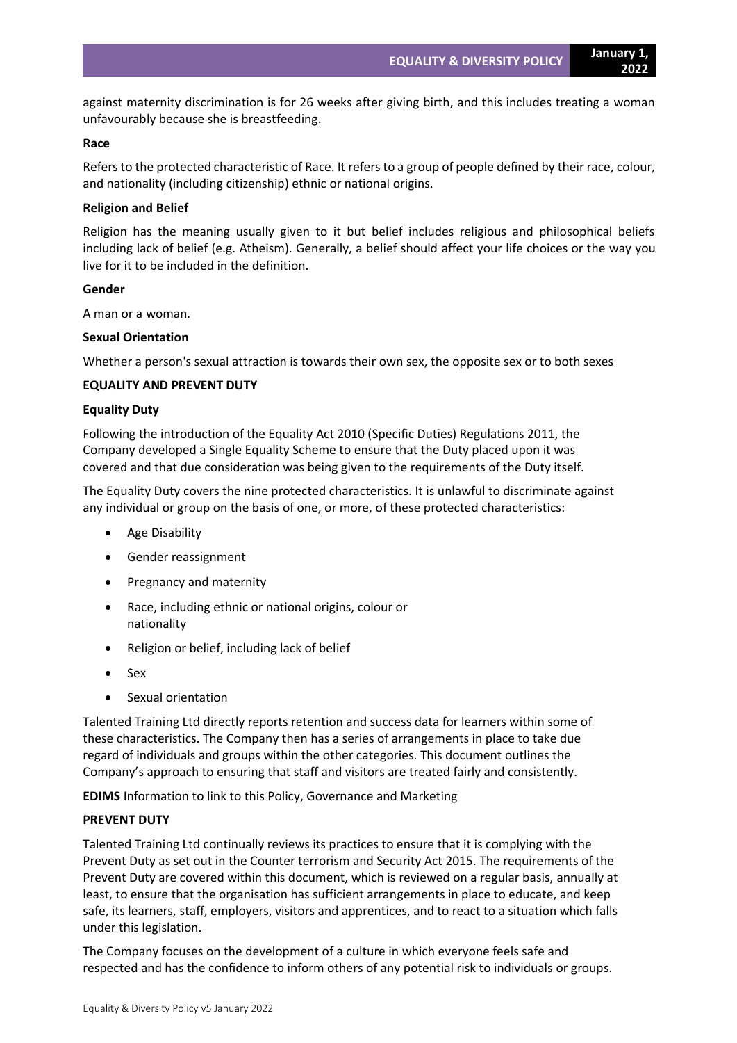against maternity discrimination is for 26 weeks after giving birth, and this includes treating a woman unfavourably because she is breastfeeding.

**Race**

Refers to the protected characteristic of Race. It refers to a group of people defined by their race, colour, and nationality (including citizenship) ethnic or national origins.

**Religion and Belief**

Religion has the meaning usually given to it but belief includes religious and philosophical beliefs including lack of belief (e.g. Atheism). Generally, a belief should affect your life choices or the way you live for it to be included in the definition.

**Gender**

A man or a woman.

**Sexual Orientation**

Whether a person's sexual attraction is towards their own sex, the opposite sex or to both sexes

**EQUALITY AND PREVENT DUTY**

**Equality Duty**

Following the introduction of the Equality Act 2010 (Specific Duties) Regulations 2011, the Company developed a Single Equality Scheme to ensure that the Duty placed upon it was covered and that due consideration was being given to the requirements of the Duty itself.

The Equality Duty covers the nine protected characteristics. It is unlawful to discriminate against any individual or group on the basis of one, or more, of these protected characteristics:

- Age Disability
- Gender reassignment
- Pregnancy and maternity
- Race, including ethnic or national origins, colour or nationality
- Religion or belief, including lack of belief
- Sex
- Sexual orientation

Talented Training Ltd directly reports retention and success data for learners within some of these characteristics. The Company then has a series of arrangements in place to take due regard of individuals and groups within the other categories. This document outlines the Company's approach to ensuring that staff and visitors are treated fairly and consistently.

**EDIMS** Information to link to this Policy, Governance and Marketing

**PREVENT DUTY**

Talented Training Ltd continually reviews its practices to ensure that it is complying with the Prevent Duty as set out in the Counter terrorism and Security Act 2015. The requirements of the Prevent Duty are covered within this document, which is reviewed on a regular basis, annually at least, to ensure that the organisation has sufficient arrangements in place to educate, and keep safe, its learners, staff, employers, visitors and apprentices, and to react to a situation which falls under this legislation.

The Company focuses on the development of a culture in which everyone feels safe and respected and has the confidence to inform others of any potential risk to individuals or groups.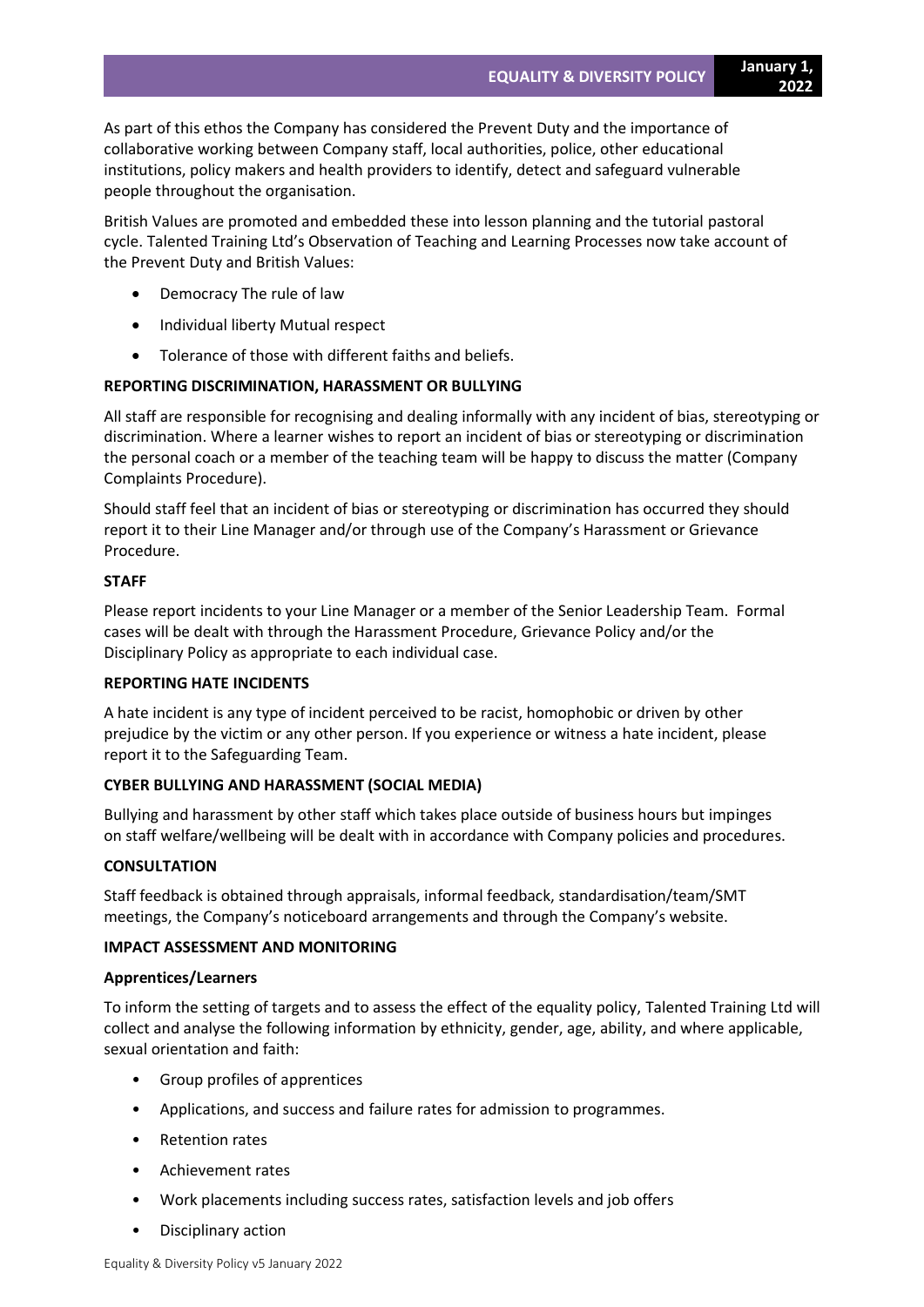As part of this ethos the Company has considered the Prevent Duty and the importance of collaborative working between Company staff, local authorities, police, other educational institutions, policy makers and health providers to identify, detect and safeguard vulnerable people throughout the organisation.

British Values are promoted and embedded these into lesson planning and the tutorial pastoral cycle. Talented Training Ltd's Observation of Teaching and Learning Processes now take account of the Prevent Duty and British Values:

- Democracy The rule of law
- Individual liberty Mutual respect
- Tolerance of those with different faiths and beliefs.

**REPORTING DISCRIMINATION, HARASSMENT OR BULLYING**

All staff are responsible for recognising and dealing informally with any incident of bias, stereotyping or discrimination. Where a learner wishes to report an incident of bias or stereotyping or discrimination the personal coach or a member of the teaching team will be happy to discuss the matter (Company Complaints Procedure).

Should staff feel that an incident of bias or stereotyping or discrimination has occurred they should report it to their Line Manager and/or through use of the Company's Harassment or Grievance Procedure.

**STAFF**

Please report incidents to your Line Manager or a member of the Senior Leadership Team. Formal cases will be dealt with through the Harassment Procedure, Grievance Policy and/or the Disciplinary Policy as appropriate to each individual case.

**REPORTING HATE INCIDENTS**

A hate incident is any type of incident perceived to be racist, homophobic or driven by other prejudice by the victim or any other person. If you experience or witness a hate incident, please report it to the Safeguarding Team.

**CYBER BULLYING AND HARASSMENT (SOCIAL MEDIA)**

Bullying and harassment by other staff which takes place outside of business hours but impinges on staff welfare/wellbeing will be dealt with in accordance with Company policies and procedures.

**CONSULTATION**

Staff feedback is obtained through appraisals, informal feedback, standardisation/team/SMT meetings, the Company's noticeboard arrangements and through the Company's website.

**IMPACT ASSESSMENT AND MONITORING**

**Apprentices/Learners**

To inform the setting of targets and to assess the effect of the equality policy, Talented Training Ltd will collect and analyse the following information by ethnicity, gender, age, ability, and where applicable, sexual orientation and faith:

- Group profiles of apprentices
- Applications, and success and failure rates for admission to programmes.
- Retention rates
- Achievement rates
- Work placements including success rates, satisfaction levels and job offers
- Disciplinary action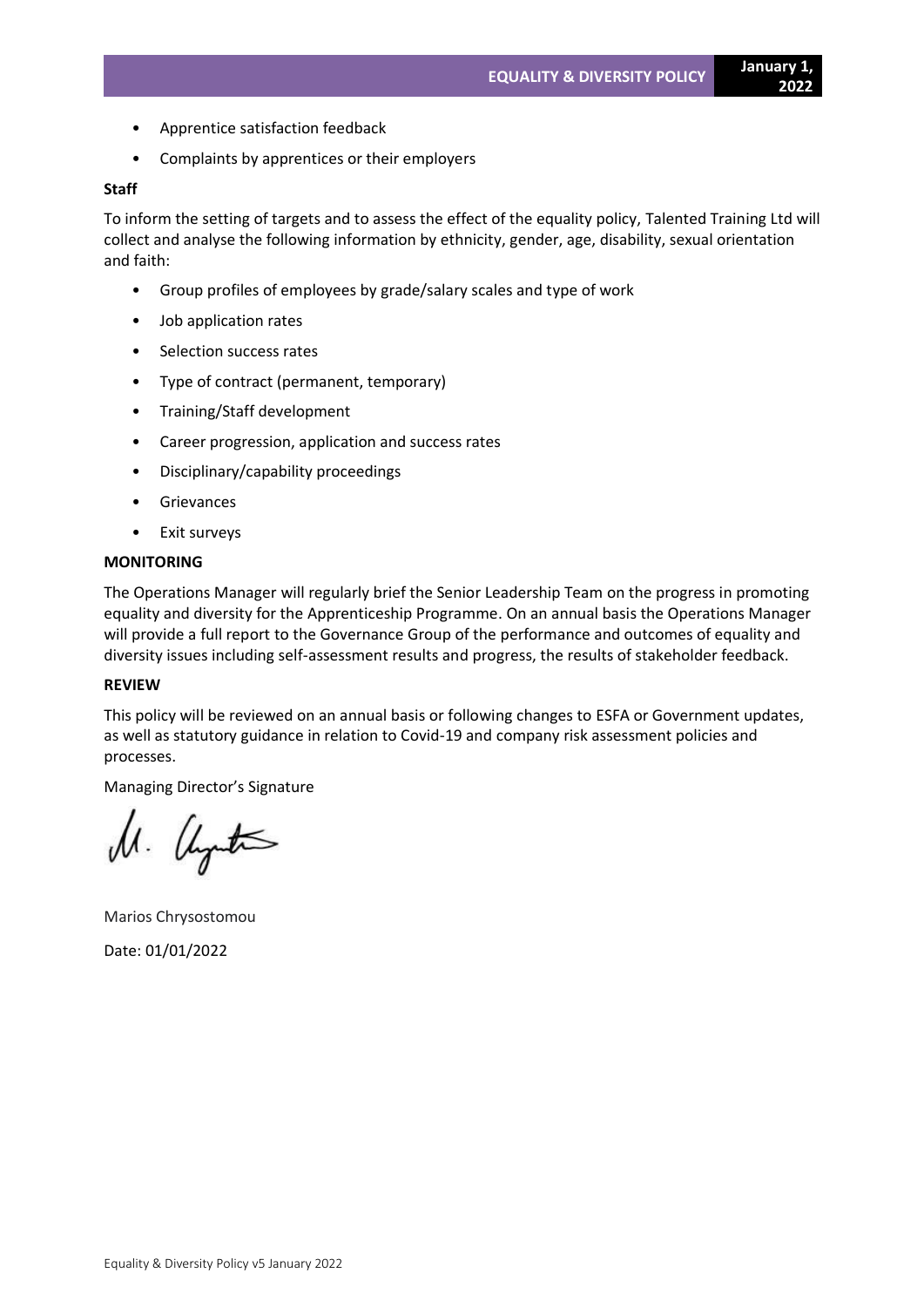- Apprentice satisfaction feedback
- Complaints by apprentices or their employers

**Staff**

To inform the setting of targets and to assess the effect of the equality policy, Talented Training Ltd will collect and analyse the following information by ethnicity, gender, age, disability, sexual orientation and faith:

- Group profiles of employees by grade/salary scales and type of work
- Job application rates
- Selection success rates
- Type of contract (permanent, temporary)
- Training/Staff development
- Career progression, application and success rates
- Disciplinary/capability proceedings
- Grievances
- Exit surveys

**MONITORING**

The Operations Manager will regularly brief the Senior Leadership Team on the progress in promoting equality and diversity for the Apprenticeship Programme. On an annual basis the Operations Manager will provide a full report to the Governance Group of the performance and outcomes of equality and diversity issues including self-assessment results and progress, the results of stakeholder feedback.

**REVIEW**

This policy will be reviewed on an annual basis or following changes to ESFA or Government updates, as well as statutory guidance in relation to Covid-19 and company risk assessment policies and processes.

Managing Director's Signature

Marios Chrysostomou

Date: 01/01/2022